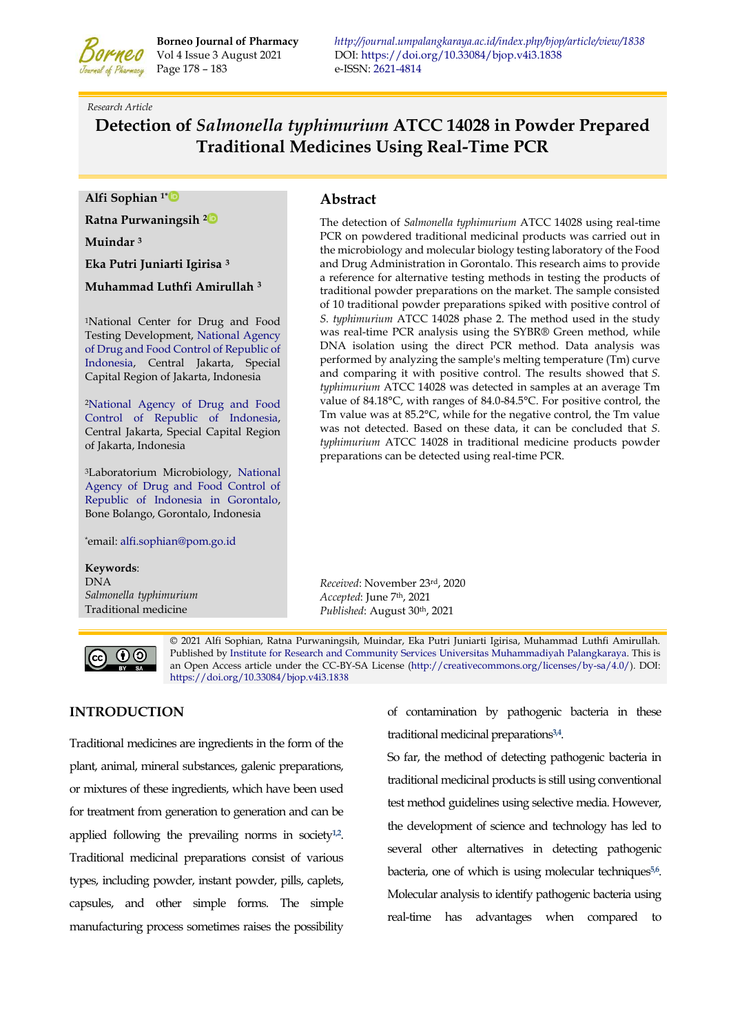Research Article

# Detection of *Salmonella typhimurium* ATCC 14028 in Powder Prepared Traditional Medicines Using Real-Time PCR

**Alfi Sophian [1*]**

**Ratna Purwaningsih [2]**

**Muindar [3]**

**Eka Putri Juniarti Igirisa [3]**

**Muhammad Luthfi Amirullah [3]**

[1]National Center for Drug and Food Testing Development, National Agency of Drug and Food Control of Republic of Indonesia, Central Jakarta, Special Capital Region of Jakarta, Indonesia

[2]National Agency of Drug and Food Control of Republic of Indonesia, Central Jakarta, Special Capital Region of Jakarta, Indonesia

[3]Laboratorium Microbiology, National Agency of Drug and Food Control of Republic of Indonesia in Gorontalo, Bone Bolango, Gorontalo, Indonesia

*email: alfi.sophian@pom.go.id

**Keywords**:
DNA
*Salmonella typhimurium*
Traditional medicine

## Abstract

The detection of *Salmonella typhimurium* ATCC 14028 using real-time PCR on powdered traditional medicinal products was carried out in the microbiology and molecular biology testing laboratory of the Food and Drug Administration in Gorontalo. This research aims to provide a reference for alternative testing methods in testing the products of traditional powder preparations on the market. The sample consisted of 10 traditional powder preparations spiked with positive control of *S. typhimurium* ATCC 14028 phase 2. The method used in the study was real-time PCR analysis using the SYBR® Green method, while DNA isolation using the direct PCR method. Data analysis was performed by analyzing the sample's melting temperature (Tm) curve and comparing it with positive control. The results showed that *S. typhimurium* ATCC 14028 was detected in samples at an average Tm value of 84.18°C, with ranges of 84.0-84.5°C. For positive control, the Tm value was at 85.2°C, while for the negative control, the Tm value was not detected. Based on these data, it can be concluded that *S. typhimurium* ATCC 14028 in traditional medicine products powder preparations can be detected using real-time PCR.

*Received*: November 23rd, 2020
*Accepted*: June 7th, 2021
*Published*: August 30th, 2021

© 2021 Alfi Sophian, Ratna Purwaningsih, Muindar, Eka Putri Juniarti Igirisa, Muhammad Luthfi Amirullah. Published by Institute for Research and Community Services Universitas Muhammadiyah Palangkaraya. This is an Open Access article under the CC-BY-SA License (http://creativecommons.org/licenses/by-sa/4.0/). DOI: https://doi.org/10.33084/bjop.v4i3.1838

## INTRODUCTION

Traditional medicines are ingredients in the form of the plant, animal, mineral substances, galenic preparations, or mixtures of these ingredients, which have been used for treatment from generation to generation and can be applied following the prevailing norms in society[1,2]. Traditional medicinal preparations consist of various types, including powder, instant powder, pills, caplets, capsules, and other simple forms. The simple manufacturing process sometimes raises the possibility of contamination by pathogenic bacteria in these traditional medicinal preparations[3,4].

So far, the method of detecting pathogenic bacteria in traditional medicinal products is still using conventional test method guidelines using selective media. However, the development of science and technology has led to several other alternatives in detecting pathogenic bacteria, one of which is using molecular techniques[5,6]. Molecular analysis to identify pathogenic bacteria using real-time has advantages when compared to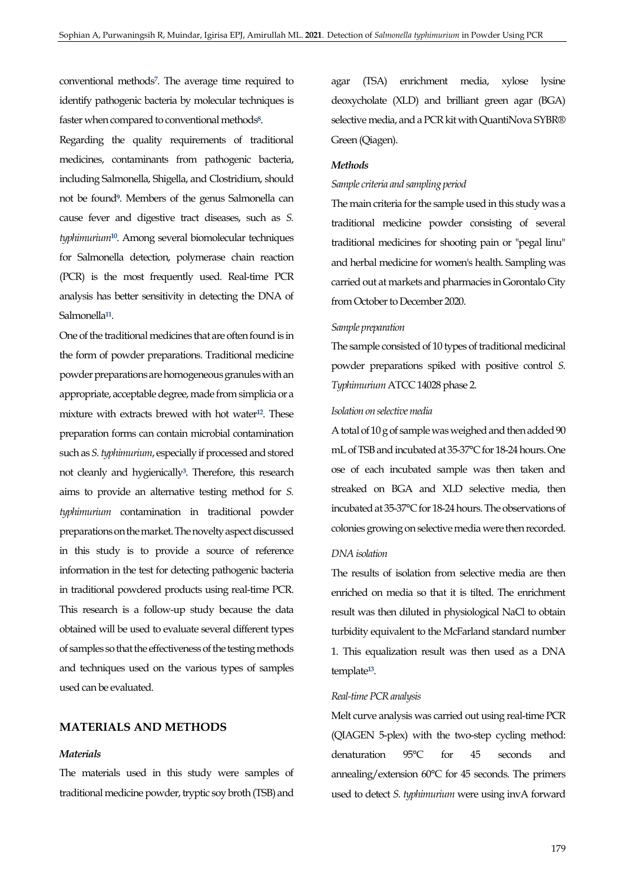conventional methods[7]. The average time required to identify pathogenic bacteria by molecular techniques is faster when compared to conventional methods[8].

Regarding the quality requirements of traditional medicines, contaminants from pathogenic bacteria, including Salmonella, Shigella, and Clostridium, should not be found[9]. Members of the genus Salmonella can cause fever and digestive tract diseases, such as *S. typhimurium*[10]. Among several biomolecular techniques for Salmonella detection, polymerase chain reaction (PCR) is the most frequently used. Real-time PCR analysis has better sensitivity in detecting the DNA of Salmonella[11].

One of the traditional medicines that are often found is in the form of powder preparations. Traditional medicine powder preparations are homogeneous granules with an appropriate, acceptable degree, made from simplicia or a mixture with extracts brewed with hot water[12]. These preparation forms can contain microbial contamination such as *S. typhimurium*, especially if processed and stored not cleanly and hygienically[3]. Therefore, this research aims to provide an alternative testing method for *S. typhimurium* contamination in traditional powder preparations on the market. The novelty aspect discussed in this study is to provide a source of reference information in the test for detecting pathogenic bacteria in traditional powdered products using real-time PCR. This research is a follow-up study because the data obtained will be used to evaluate several different types of samples so that the effectiveness of the testing methods and techniques used on the various types of samples used can be evaluated.

## MATERIALS AND METHODS

### *Materials*

The materials used in this study were samples of traditional medicine powder, tryptic soy broth (TSB) and agar (TSA) enrichment media, xylose lysine deoxycholate (XLD) and brilliant green agar (BGA) selective media, and a PCR kit with QuantiNova SYBR® Green (Qiagen).

### *Methods*

*Sample criteria and sampling period*

The main criteria for the sample used in this study was a traditional medicine powder consisting of several traditional medicines for shooting pain or "pegal linu" and herbal medicine for women's health. Sampling was carried out at markets and pharmacies in Gorontalo City from October to December 2020.

*Sample preparation*

The sample consisted of 10 types of traditional medicinal powder preparations spiked with positive control *S. Typhimurium* ATCC 14028 phase 2.

*Isolation on selective media*

A total of 10 g of sample was weighed and then added 90 mL of TSB and incubated at 35-37°C for 18-24 hours. One ose of each incubated sample was then taken and streaked on BGA and XLD selective media, then incubated at 35-37°C for 18-24 hours. The observations of colonies growing on selective media were then recorded.

*DNA isolation*

The results of isolation from selective media are then enriched on media so that it is tilted. The enrichment result was then diluted in physiological NaCl to obtain turbidity equivalent to the McFarland standard number 1. This equalization result was then used as a DNA template[13].

*Real-time PCR analysis*

Melt curve analysis was carried out using real-time PCR (QIAGEN 5-plex) with the two-step cycling method: denaturation 95°C for 45 seconds and annealing/extension 60°C for 45 seconds. The primers used to detect *S. typhimurium* were using invA forward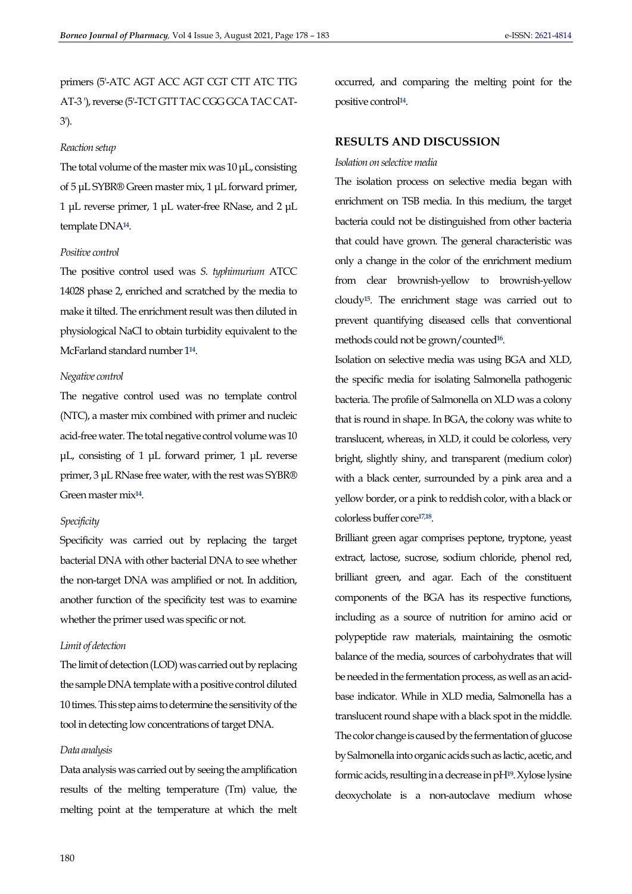primers (5'-ATC AGT ACC AGT CGT CTT ATC TTG AT-3 '), reverse (5'-TCT GTT TAC CGG GCA TAC CAT-3').

*Reaction setup*

The total volume of the master mix was 10 µL, consisting of 5 µL SYBR® Green master mix, 1 µL forward primer, 1 µL reverse primer, 1 µL water-free RNase, and 2 µL template DNA[14].

*Positive control*

The positive control used was *S. typhimurium* ATCC 14028 phase 2, enriched and scratched by the media to make it tilted. The enrichment result was then diluted in physiological NaCl to obtain turbidity equivalent to the McFarland standard number 1[14].

*Negative control*

The negative control used was no template control (NTC), a master mix combined with primer and nucleic acid-free water. The total negative control volume was 10 µL, consisting of 1 µL forward primer, 1 µL reverse primer, 3 µL RNase free water, with the rest was SYBR® Green master mix[14].

*Specificity*

Specificity was carried out by replacing the target bacterial DNA with other bacterial DNA to see whether the non-target DNA was amplified or not. In addition, another function of the specificity test was to examine whether the primer used was specific or not.

*Limit of detection*

The limit of detection (LOD) was carried out by replacing the sample DNA template with a positive control diluted 10 times. This step aims to determine the sensitivity of the tool in detecting low concentrations of target DNA.

*Data analysis*

Data analysis was carried out by seeing the amplification results of the melting temperature (Tm) value, the melting point at the temperature at which the melt occurred, and comparing the melting point for the positive control[14].

## RESULTS AND DISCUSSION

*Isolation on selective media*

The isolation process on selective media began with enrichment on TSB media. In this medium, the target bacteria could not be distinguished from other bacteria that could have grown. The general characteristic was only a change in the color of the enrichment medium from clear brownish-yellow to brownish-yellow cloudy[15]. The enrichment stage was carried out to prevent quantifying diseased cells that conventional methods could not be grown/counted[16].

Isolation on selective media was using BGA and XLD, the specific media for isolating Salmonella pathogenic bacteria. The profile of Salmonella on XLD was a colony that is round in shape. In BGA, the colony was white to translucent, whereas, in XLD, it could be colorless, very bright, slightly shiny, and transparent (medium color) with a black center, surrounded by a pink area and a yellow border, or a pink to reddish color, with a black or colorless buffer core[17,18].

Brilliant green agar comprises peptone, tryptone, yeast extract, lactose, sucrose, sodium chloride, phenol red, brilliant green, and agar. Each of the constituent components of the BGA has its respective functions, including as a source of nutrition for amino acid or polypeptide raw materials, maintaining the osmotic balance of the media, sources of carbohydrates that will be needed in the fermentation process, as well as an acid-base indicator. While in XLD media, Salmonella has a translucent round shape with a black spot in the middle. The color change is caused by the fermentation of glucose by Salmonella into organic acids such as lactic, acetic, and formic acids, resulting in a decrease in pH[19]. Xylose lysine deoxycholate is a non-autoclave medium whose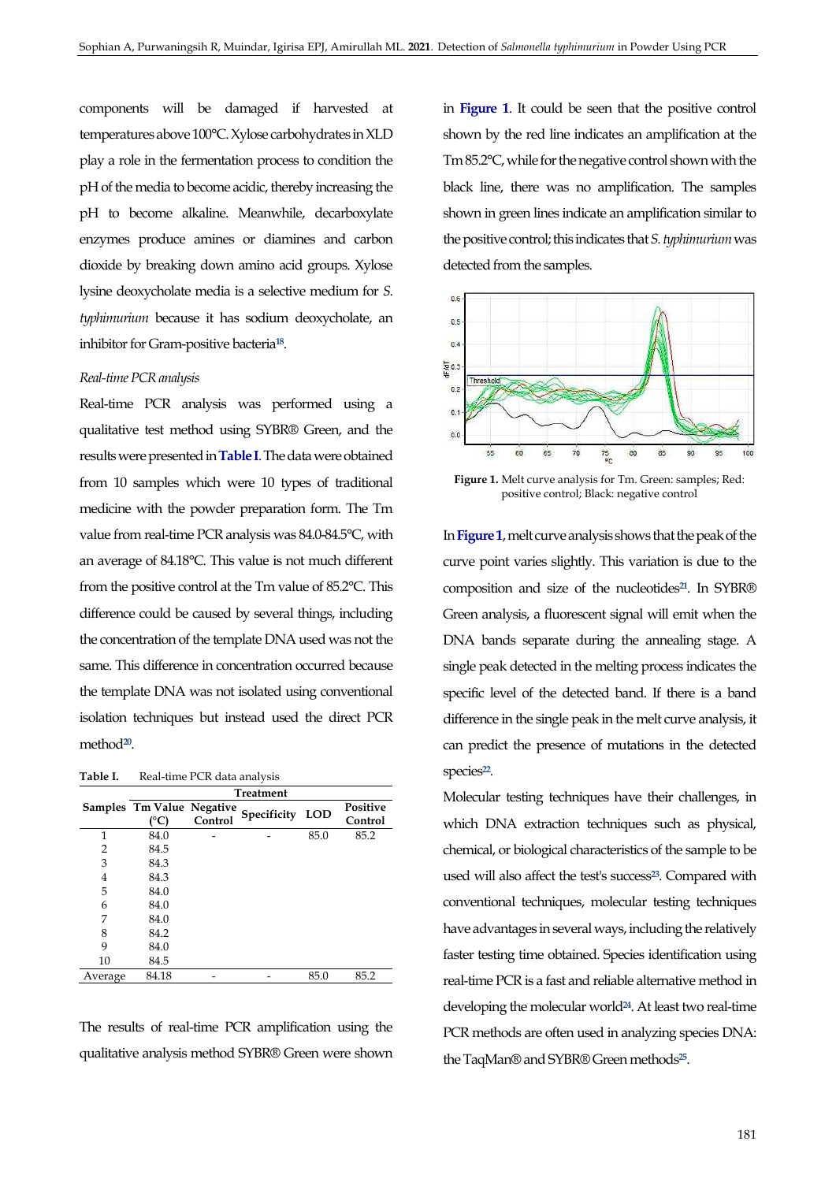components will be damaged if harvested at temperatures above 100°C. Xylose carbohydrates in XLD play a role in the fermentation process to condition the pH of the media to become acidic, thereby increasing the pH to become alkaline. Meanwhile, decarboxylate enzymes produce amines or diamines and carbon dioxide by breaking down amino acid groups. Xylose lysine deoxycholate media is a selective medium for *S. typhimurium* because it has sodium deoxycholate, an inhibitor for Gram-positive bacteria[18].

*Real-time PCR analysis*

Real-time PCR analysis was performed using a qualitative test method using SYBR® Green, and the results were presented in **Table I**. The data were obtained from 10 samples which were 10 types of traditional medicine with the powder preparation form. The Tm value from real-time PCR analysis was 84.0-84.5°C, with an average of 84.18°C. This value is not much different from the positive control at the Tm value of 85.2°C. This difference could be caused by several things, including the concentration of the template DNA used was not the same. This difference in concentration occurred because the template DNA was not isolated using conventional isolation techniques but instead used the direct PCR method[20].

**Table I.** Real-time PCR data analysis

| Samples | Treatment | | | | |
|---|---|---|---|---|---|
| | Tm Value (°C) | Negative Control | Specificity | LOD | Positive Control |
| 1 | 84.0 | - | - | 85.0 | 85.2 |
| 2 | 84.5 | | | | |
| 3 | 84.3 | | | | |
| 4 | 84.3 | | | | |
| 5 | 84.0 | | | | |
| 6 | 84.0 | | | | |
| 7 | 84.0 | | | | |
| 8 | 84.2 | | | | |
| 9 | 84.0 | | | | |
| 10 | 84.5 | | | | |
| Average | 84.18 | - | - | 85.0 | 85.2 |

The results of real-time PCR amplification using the qualitative analysis method SYBR® Green were shown in **Figure 1**. It could be seen that the positive control shown by the red line indicates an amplification at the Tm 85.2°C, while for the negative control shown with the black line, there was no amplification. The samples shown in green lines indicate an amplification similar to the positive control; this indicates that *S. typhimurium* was detected from the samples.

**Figure 1.** Melt curve analysis for Tm. Green: samples; Red: positive control; Black: negative control

In **Figure 1**, melt curve analysis shows that the peak of the curve point varies slightly. This variation is due to the composition and size of the nucleotides[21]. In SYBR® Green analysis, a fluorescent signal will emit when the DNA bands separate during the annealing stage. A single peak detected in the melting process indicates the specific level of the detected band. If there is a band difference in the single peak in the melt curve analysis, it can predict the presence of mutations in the detected species[22].

Molecular testing techniques have their challenges, in which DNA extraction techniques such as physical, chemical, or biological characteristics of the sample to be used will also affect the test's success[23]. Compared with conventional techniques, molecular testing techniques have advantages in several ways, including the relatively faster testing time obtained. Species identification using real-time PCR is a fast and reliable alternative method in developing the molecular world[24]. At least two real-time PCR methods are often used in analyzing species DNA: the TaqMan® and SYBR® Green methods[25].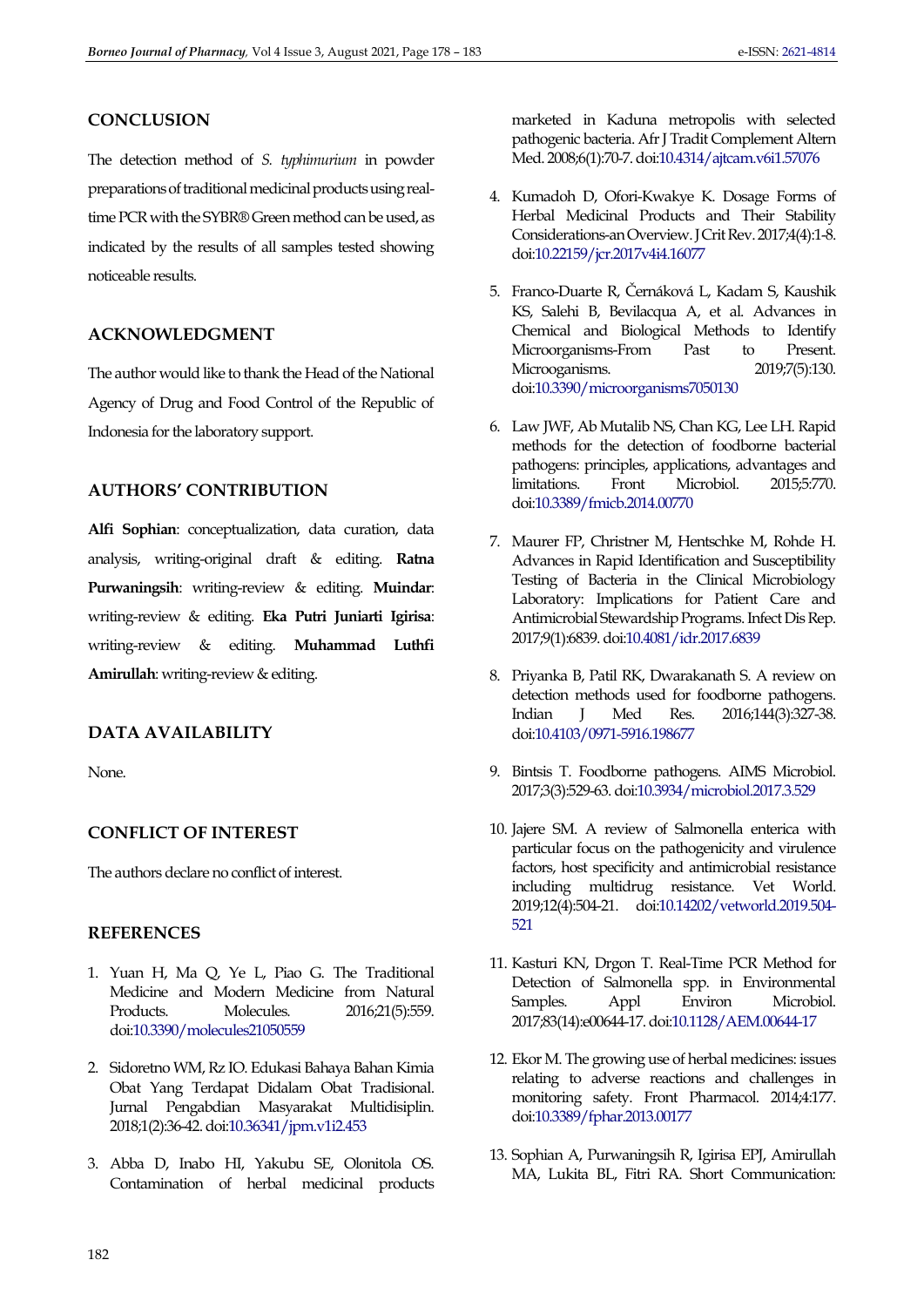## CONCLUSION

The detection method of *S. typhimurium* in powder preparations of traditional medicinal products using real-time PCR with the SYBR® Green method can be used, as indicated by the results of all samples tested showing noticeable results.

## ACKNOWLEDGMENT

The author would like to thank the Head of the National Agency of Drug and Food Control of the Republic of Indonesia for the laboratory support.

## AUTHORS' CONTRIBUTION

**Alfi Sophian**: conceptualization, data curation, data analysis, writing-original draft & editing. **Ratna Purwaningsih**: writing-review & editing. **Muindar**: writing-review & editing. **Eka Putri Juniarti Igirisa**: writing-review & editing. **Muhammad Luthfi Amirullah**: writing-review & editing.

## DATA AVAILABILITY

None.

## CONFLICT OF INTEREST

The authors declare no conflict of interest.

## REFERENCES

1. Yuan H, Ma Q, Ye L, Piao G. The Traditional Medicine and Modern Medicine from Natural Products. Molecules. 2016;21(5):559. doi:10.3390/molecules21050559
2. Sidoretno WM, Rz IO. Edukasi Bahaya Bahan Kimia Obat Yang Terdapat Didalam Obat Tradisional. Jurnal Pengabdian Masyarakat Multidisiplin. 2018;1(2):36-42. doi:10.36341/jpm.v1i2.453
3. Abba D, Inabo HI, Yakubu SE, Olonitola OS. Contamination of herbal medicinal products marketed in Kaduna metropolis with selected pathogenic bacteria. Afr J Tradit Complement Altern Med. 2008;6(1):70-7. doi:10.4314/ajtcam.v6i1.57076
4. Kumadoh D, Ofori-Kwakye K. Dosage Forms of Herbal Medicinal Products and Their Stability Considerations-an Overview. J Crit Rev. 2017;4(4):1-8. doi:10.22159/jcr.2017v4i4.16077
5. Franco-Duarte R, Černáková L, Kadam S, Kaushik KS, Salehi B, Bevilacqua A, et al. Advances in Chemical and Biological Methods to Identify Microorganisms-From Past to Present. Microorganisms. 2019;7(5):130. doi:10.3390/microorganisms7050130
6. Law JWF, Ab Mutalib NS, Chan KG, Lee LH. Rapid methods for the detection of foodborne bacterial pathogens: principles, applications, advantages and limitations. Front Microbiol. 2015;5:770. doi:10.3389/fmicb.2014.00770
7. Maurer FP, Christner M, Hentschke M, Rohde H. Advances in Rapid Identification and Susceptibility Testing of Bacteria in the Clinical Microbiology Laboratory: Implications for Patient Care and Antimicrobial Stewardship Programs. Infect Dis Rep. 2017;9(1):6839. doi:10.4081/idr.2017.6839
8. Priyanka B, Patil RK, Dwarakanath S. A review on detection methods used for foodborne pathogens. Indian J Med Res. 2016;144(3):327-38. doi:10.4103/0971-5916.198677
9. Bintsis T. Foodborne pathogens. AIMS Microbiol. 2017;3(3):529-63. doi:10.3934/microbiol.2017.3.529
10. Jajere SM. A review of Salmonella enterica with particular focus on the pathogenicity and virulence factors, host specificity and antimicrobial resistance including multidrug resistance. Vet World. 2019;12(4):504-21. doi:10.14202/vetworld.2019.504-521
11. Kasturi KN, Drgon T. Real-Time PCR Method for Detection of Salmonella spp. in Environmental Samples. Appl Environ Microbiol. 2017;83(14):e00644-17. doi:10.1128/AEM.00644-17
12. Ekor M. The growing use of herbal medicines: issues relating to adverse reactions and challenges in monitoring safety. Front Pharmacol. 2014;4:177. doi:10.3389/fphar.2013.00177
13. Sophian A, Purwaningsih R, Igirisa EPJ, Amirullah MA, Lukita BL, Fitri RA. Short Communication: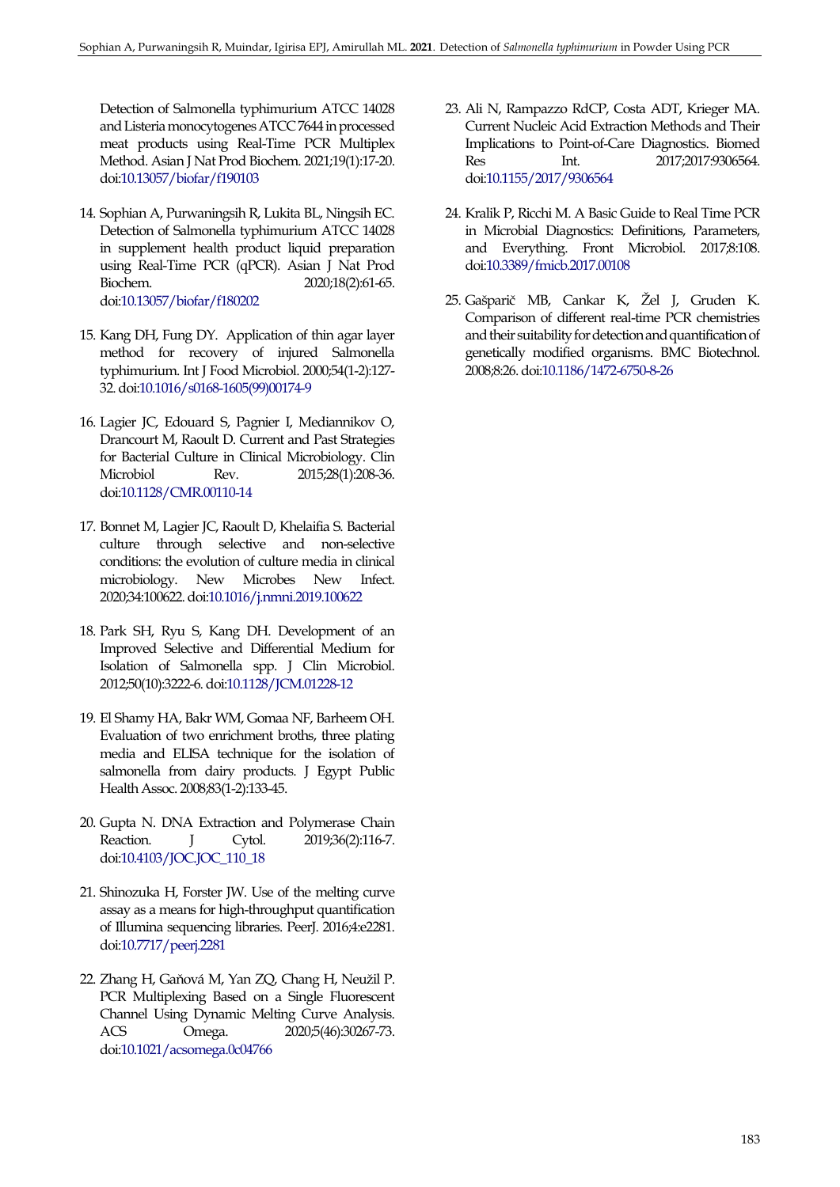Detection of Salmonella typhimurium ATCC 14028 and Listeria monocytogenes ATCC 7644 in processed meat products using Real-Time PCR Multiplex Method. Asian J Nat Prod Biochem. 2021;19(1):17-20. doi:10.13057/biofar/f190103

14. Sophian A, Purwaningsih R, Lukita BL, Ningsih EC. Detection of Salmonella typhimurium ATCC 14028 in supplement health product liquid preparation using Real-Time PCR (qPCR). Asian J Nat Prod Biochem. 2020;18(2):61-65. doi:10.13057/biofar/f180202

15. Kang DH, Fung DY. Application of thin agar layer method for recovery of injured Salmonella typhimurium. Int J Food Microbiol. 2000;54(1-2):127-32. doi:10.1016/s0168-1605(99)00174-9

16. Lagier JC, Edouard S, Pagnier I, Mediannikov O, Drancourt M, Raoult D. Current and Past Strategies for Bacterial Culture in Clinical Microbiology. Clin Microbiol Rev. 2015;28(1):208-36. doi:10.1128/CMR.00110-14

17. Bonnet M, Lagier JC, Raoult D, Khelaifia S. Bacterial culture through selective and non-selective conditions: the evolution of culture media in clinical microbiology. New Microbes New Infect. 2020;34:100622. doi:10.1016/j.nmni.2019.100622

18. Park SH, Ryu S, Kang DH. Development of an Improved Selective and Differential Medium for Isolation of Salmonella spp. J Clin Microbiol. 2012;50(10):3222-6. doi:10.1128/JCM.01228-12

19. El Shamy HA, Bakr WM, Gomaa NF, Barheem OH. Evaluation of two enrichment broths, three plating media and ELISA technique for the isolation of salmonella from dairy products. J Egypt Public Health Assoc. 2008;83(1-2):133-45.

20. Gupta N. DNA Extraction and Polymerase Chain Reaction. J Cytol. 2019;36(2):116-7. doi:10.4103/JOC.JOC_110_18

21. Shinozuka H, Forster JW. Use of the melting curve assay as a means for high-throughput quantification of Illumina sequencing libraries. PeerJ. 2016;4:e2281. doi:10.7717/peerj.2281

22. Zhang H, Gaňová M, Yan ZQ, Chang H, Neužil P. PCR Multiplexing Based on a Single Fluorescent Channel Using Dynamic Melting Curve Analysis. ACS Omega. 2020;5(46):30267-73. doi:10.1021/acsomega.0c04766

23. Ali N, Rampazzo RdCP, Costa ADT, Krieger MA. Current Nucleic Acid Extraction Methods and Their Implications to Point-of-Care Diagnostics. Biomed Res Int. 2017;2017:9306564. doi:10.1155/2017/9306564

24. Kralik P, Ricchi M. A Basic Guide to Real Time PCR in Microbial Diagnostics: Definitions, Parameters, and Everything. Front Microbiol. 2017;8:108. doi:10.3389/fmicb.2017.00108

25. Gašparič MB, Cankar K, Žel J, Gruden K. Comparison of different real-time PCR chemistries and their suitability for detection and quantification of genetically modified organisms. BMC Biotechnol. 2008;8:26. doi:10.1186/1472-6750-8-26